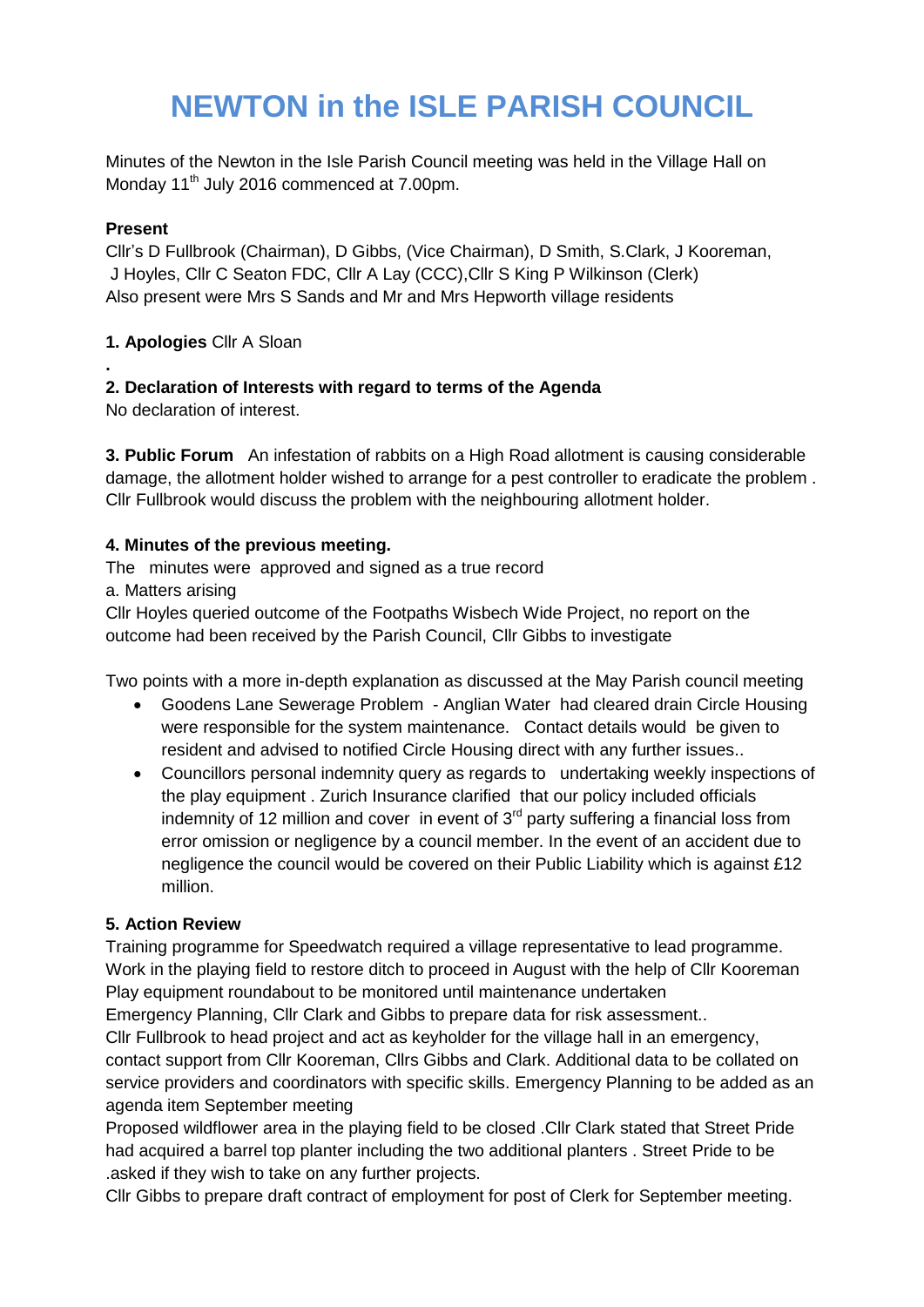# NEWTON in the ISLE PARISH COUNCIL

Minutes of the Newton in the Isle Parish Council meeting was held in the Village Hall on Monday 11th July 2016 commenced at 7.00pm.

**Present**

Cllr's D Fullbrook (Chairman), D Gibbs, (Vice Chairman), D Smith, S.Clark, J Kooreman, J Hoyles, Cllr C Seaton FDC, Cllr A Lay (CCC),Cllr S King P Wilkinson (Clerk)
Also present were Mrs S Sands and Mr and Mrs Hepworth village residents

**1. Apologies** Cllr A Sloan

.

**2. Declaration of Interests with regard to terms of the Agenda**

No declaration of interest.

**3. Public Forum** An infestation of rabbits on a High Road allotment is causing considerable damage, the allotment holder wished to arrange for a pest controller to eradicate the problem . Cllr Fullbrook would discuss the problem with the neighbouring allotment holder.

**4. Minutes of the previous meeting.**

The minutes were approved and signed as a true record

a. Matters arising

Cllr Hoyles queried outcome of the Footpaths Wisbech Wide Project, no report on the outcome had been received by the Parish Council, Cllr Gibbs to investigate

Two points with a more in-depth explanation as discussed at the May Parish council meeting

- Goodens Lane Sewerage Problem - Anglian Water had cleared drain Circle Housing were responsible for the system maintenance. Contact details would be given to resident and advised to notified Circle Housing direct with any further issues..
- Councillors personal indemnity query as regards to undertaking weekly inspections of the play equipment . Zurich Insurance clarified that our policy included officials indemnity of 12 million and cover in event of 3rd party suffering a financial loss from error omission or negligence by a council member. In the event of an accident due to negligence the council would be covered on their Public Liability which is against £12 million.

**5. Action Review**

Training programme for Speedwatch required a village representative to lead programme.
Work in the playing field to restore ditch to proceed in August with the help of Cllr Kooreman
Play equipment roundabout to be monitored until maintenance undertaken
Emergency Planning, Cllr Clark and Gibbs to prepare data for risk assessment..
Cllr Fullbrook to head project and act as keyholder for the village hall in an emergency, contact support from Cllr Kooreman, Cllrs Gibbs and Clark. Additional data to be collated on service providers and coordinators with specific skills. Emergency Planning to be added as an agenda item September meeting
Proposed wildflower area in the playing field to be closed .Cllr Clark stated that Street Pride had acquired a barrel top planter including the two additional planters . Street Pride to be .asked if they wish to take on any further projects.
Cllr Gibbs to prepare draft contract of employment for post of Clerk for September meeting.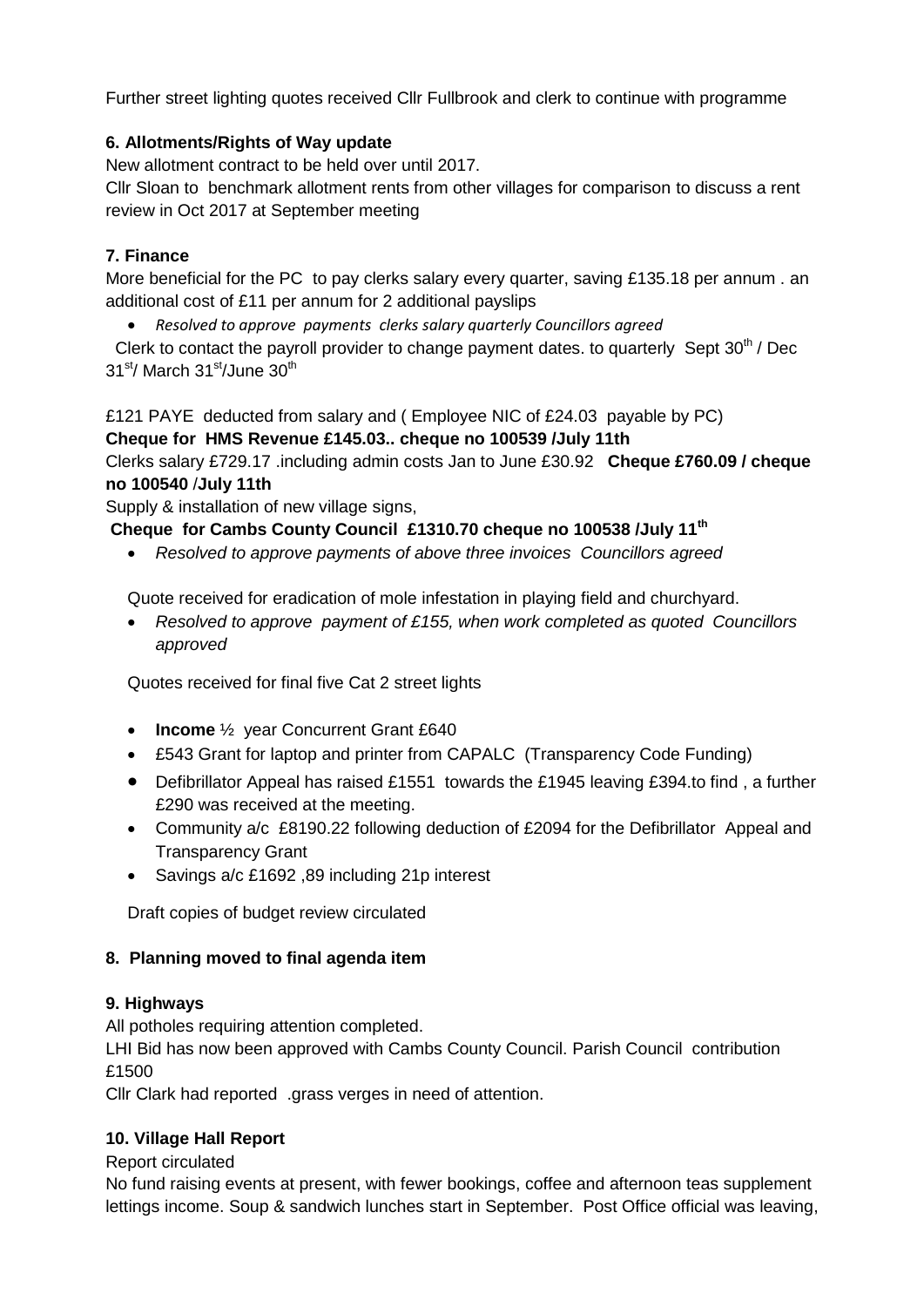Further street lighting quotes received Cllr Fullbrook and clerk to continue with programme

### 6. Allotments/Rights of Way update

New allotment contract to be held over until 2017.

Cllr Sloan to benchmark allotment rents from other villages for comparison to discuss a rent review in Oct 2017 at September meeting

### 7. Finance

More beneficial for the PC to pay clerks salary every quarter, saving £135.18 per annum . an additional cost of £11 per annum for 2 additional payslips

- *Resolved to approve payments clerks salary quarterly Councillors agreed*

Clerk to contact the payroll provider to change payment dates. to quarterly Sept 30th / Dec 31st/ March 31st/June 30th

£121 PAYE deducted from salary and ( Employee NIC of £24.03 payable by PC)

**Cheque for HMS Revenue £145.03.. cheque no 100539 /July 11th**

Clerks salary £729.17 .including admin costs Jan to June £30.92 **Cheque £760.09 / cheque no 100540** /**July 11th**

Supply & installation of new village signs,

**Cheque for Cambs County Council £1310.70 cheque no 100538 /July 11th**

- *Resolved to approve payments of above three invoices Councillors agreed*

Quote received for eradication of mole infestation in playing field and churchyard.

- *Resolved to approve payment of £155, when work completed as quoted Councillors approved*

Quotes received for final five Cat 2 street lights

- **Income** ½ year Concurrent Grant £640
- £543 Grant for laptop and printer from CAPALC (Transparency Code Funding)
- Defibrillator Appeal has raised £1551 towards the £1945 leaving £394.to find , a further £290 was received at the meeting.
- Community a/c £8190.22 following deduction of £2094 for the Defibrillator Appeal and Transparency Grant
- Savings a/c £1692 ,89 including 21p interest

Draft copies of budget review circulated

### 8. Planning moved to final agenda item

### 9. Highways

All potholes requiring attention completed.

LHI Bid has now been approved with Cambs County Council. Parish Council contribution £1500

Cllr Clark had reported .grass verges in need of attention.

### 10. Village Hall Report

Report circulated

No fund raising events at present, with fewer bookings, coffee and afternoon teas supplement lettings income. Soup & sandwich lunches start in September. Post Office official was leaving,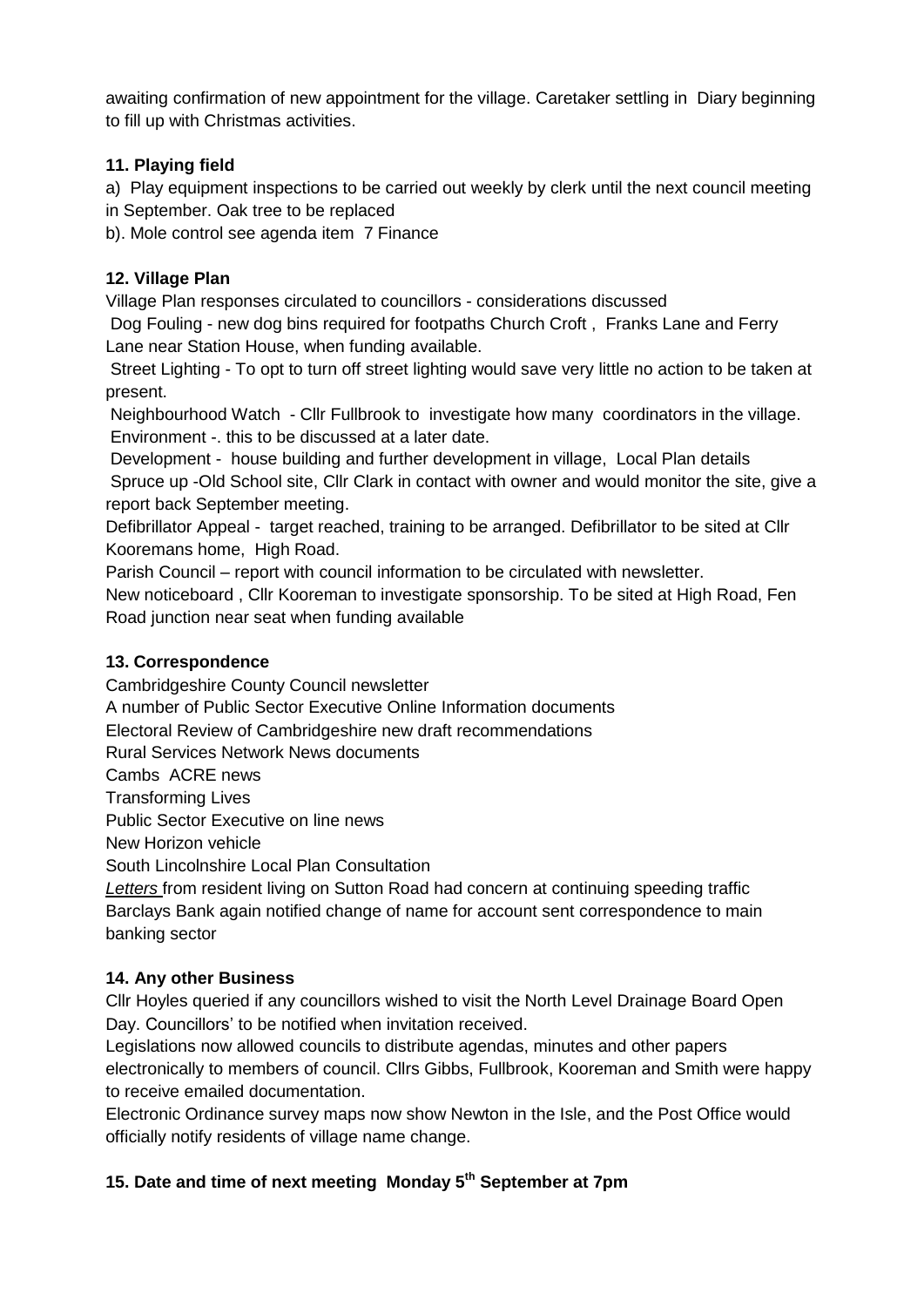awaiting confirmation of new appointment for the village. Caretaker settling in Diary beginning to fill up with Christmas activities.

**11. Playing field**

a) Play equipment inspections to be carried out weekly by clerk until the next council meeting in September. Oak tree to be replaced

b). Mole control see agenda item 7 Finance

**12. Village Plan**

Village Plan responses circulated to councillors - considerations discussed

Dog Fouling - new dog bins required for footpaths Church Croft , Franks Lane and Ferry Lane near Station House, when funding available.

Street Lighting - To opt to turn off street lighting would save very little no action to be taken at present.

Neighbourhood Watch - Cllr Fullbrook to investigate how many coordinators in the village.

Environment -. this to be discussed at a later date.

Development - house building and further development in village, Local Plan details

Spruce up -Old School site, Cllr Clark in contact with owner and would monitor the site, give a report back September meeting.

Defibrillator Appeal - target reached, training to be arranged. Defibrillator to be sited at Cllr Kooremans home, High Road.

Parish Council – report with council information to be circulated with newsletter.

New noticeboard , Cllr Kooreman to investigate sponsorship. To be sited at High Road, Fen Road junction near seat when funding available

**13. Correspondence**

Cambridgeshire County Council newsletter

A number of Public Sector Executive Online Information documents

Electoral Review of Cambridgeshire new draft recommendations

Rural Services Network News documents

Cambs ACRE news

Transforming Lives

Public Sector Executive on line news

New Horizon vehicle

South Lincolnshire Local Plan Consultation

*Letters* from resident living on Sutton Road had concern at continuing speeding traffic

Barclays Bank again notified change of name for account sent correspondence to main banking sector

**14. Any other Business**

Cllr Hoyles queried if any councillors wished to visit the North Level Drainage Board Open Day. Councillors' to be notified when invitation received.

Legislations now allowed councils to distribute agendas, minutes and other papers electronically to members of council. Cllrs Gibbs, Fullbrook, Kooreman and Smith were happy to receive emailed documentation.

Electronic Ordinance survey maps now show Newton in the Isle, and the Post Office would officially notify residents of village name change.

**15. Date and time of next meeting Monday 5th September at 7pm**